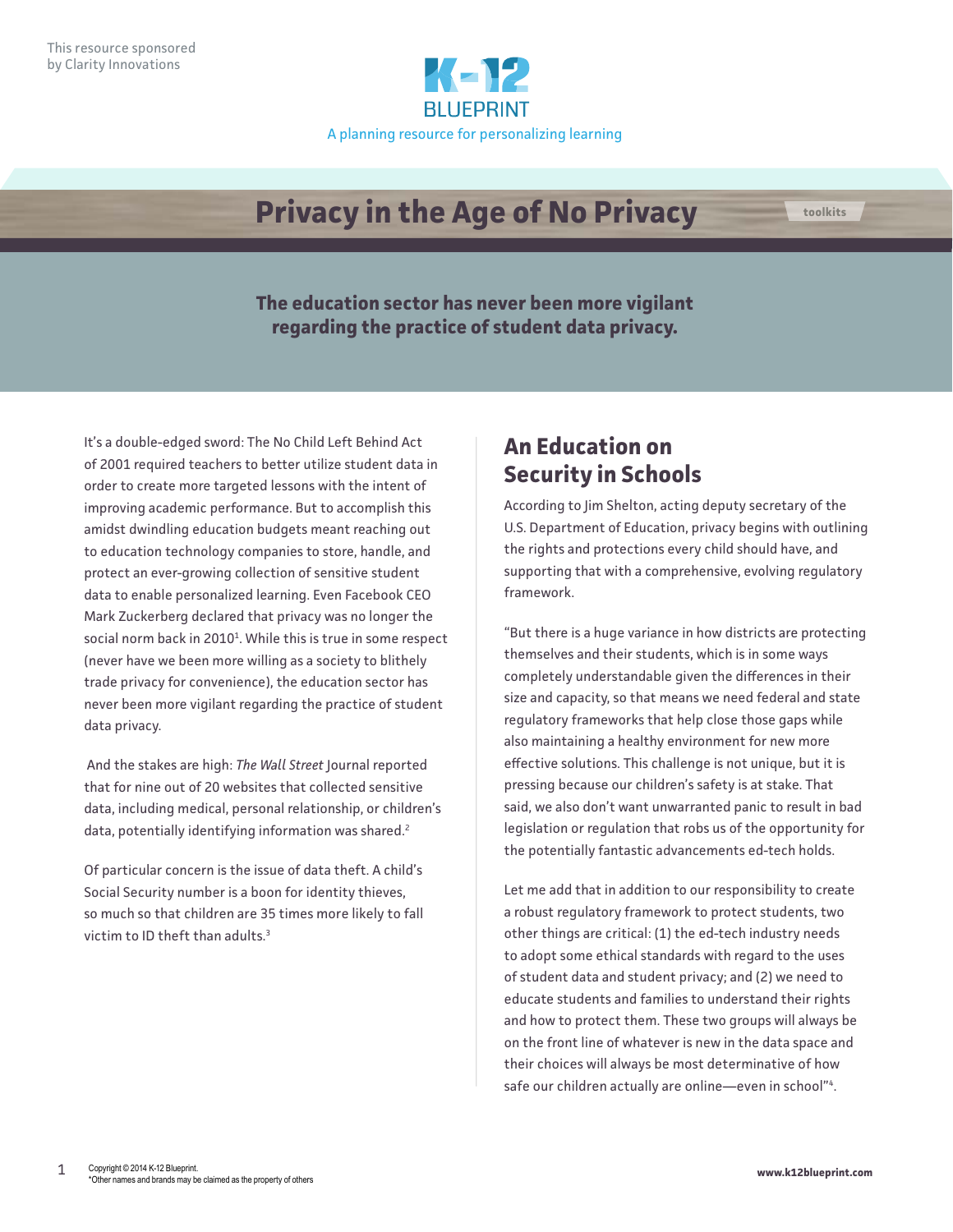This resource sponsored by Clarity Innovations

K-12 BLUEPRINT

A planning resource for personalizing learning

# Privacy in the Age of No Privacy

toolkits

**The education sector has never been more vigilant regarding the practice of student data privacy.**

It's a double-edged sword: The No Child Left Behind Act of 2001 required teachers to better utilize student data in order to create more targeted lessons with the intent of improving academic performance. But to accomplish this amidst dwindling education budgets meant reaching out to education technology companies to store, handle, and protect an ever-growing collection of sensitive student data to enable personalized learning. Even Facebook CEO Mark Zuckerberg declared that privacy was no longer the social norm back in 2010[1]. While this is true in some respect (never have we been more willing as a society to blithely trade privacy for convenience), the education sector has never been more vigilant regarding the practice of student data privacy.

And the stakes are high: *The Wall Street* Journal reported that for nine out of 20 websites that collected sensitive data, including medical, personal relationship, or children's data, potentially identifying information was shared.[2]

Of particular concern is the issue of data theft. A child's Social Security number is a boon for identity thieves, so much so that children are 35 times more likely to fall victim to ID theft than adults.[3]

## An Education on Security in Schools

According to Jim Shelton, acting deputy secretary of the U.S. Department of Education, privacy begins with outlining the rights and protections every child should have, and supporting that with a comprehensive, evolving regulatory framework.

"But there is a huge variance in how districts are protecting themselves and their students, which is in some ways completely understandable given the differences in their size and capacity, so that means we need federal and state regulatory frameworks that help close those gaps while also maintaining a healthy environment for new more effective solutions. This challenge is not unique, but it is pressing because our children's safety is at stake. That said, we also don't want unwarranted panic to result in bad legislation or regulation that robs us of the opportunity for the potentially fantastic advancements ed-tech holds.

Let me add that in addition to our responsibility to create a robust regulatory framework to protect students, two other things are critical: (1) the ed-tech industry needs to adopt some ethical standards with regard to the uses of student data and student privacy; and (2) we need to educate students and families to understand their rights and how to protect them. These two groups will always be on the front line of whatever is new in the data space and their choices will always be most determinative of how safe our children actually are online—even in school"[4].

Copyright © 2014 K-12 Blueprint.
*Other names and brands may be claimed as the property of others

www.k12blueprint.com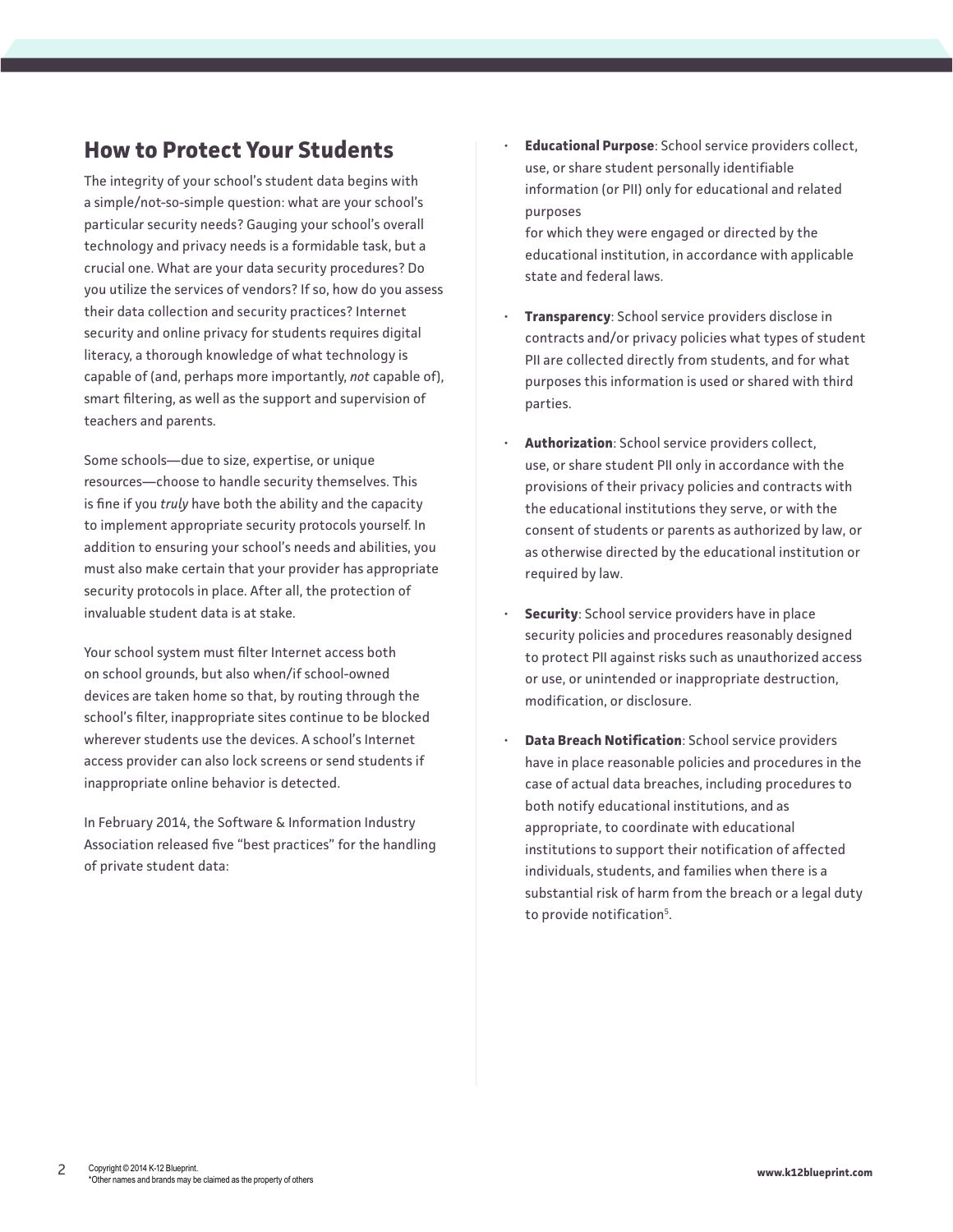## How to Protect Your Students

The integrity of your school's student data begins with a simple/not-so-simple question: what are your school's particular security needs? Gauging your school's overall technology and privacy needs is a formidable task, but a crucial one. What are your data security procedures? Do you utilize the services of vendors? If so, how do you assess their data collection and security practices? Internet security and online privacy for students requires digital literacy, a thorough knowledge of what technology is capable of (and, perhaps more importantly, *not* capable of), smart filtering, as well as the support and supervision of teachers and parents.

Some schools—due to size, expertise, or unique resources—choose to handle security themselves. This is fine if you *truly* have both the ability and the capacity to implement appropriate security protocols yourself. In addition to ensuring your school's needs and abilities, you must also make certain that your provider has appropriate security protocols in place. After all, the protection of invaluable student data is at stake.

Your school system must filter Internet access both on school grounds, but also when/if school-owned devices are taken home so that, by routing through the school's filter, inappropriate sites continue to be blocked wherever students use the devices. A school's Internet access provider can also lock screens or send students if inappropriate online behavior is detected.

In February 2014, the Software & Information Industry Association released five "best practices" for the handling of private student data:

- **Educational Purpose**: School service providers collect, use, or share student personally identifiable information (or PII) only for educational and related purposes for which they were engaged or directed by the educational institution, in accordance with applicable state and federal laws.
- **Transparency**: School service providers disclose in contracts and/or privacy policies what types of student PII are collected directly from students, and for what purposes this information is used or shared with third parties.
- **Authorization**: School service providers collect, use, or share student PII only in accordance with the provisions of their privacy policies and contracts with the educational institutions they serve, or with the consent of students or parents as authorized by law, or as otherwise directed by the educational institution or required by law.
- **Security**: School service providers have in place security policies and procedures reasonably designed to protect PII against risks such as unauthorized access or use, or unintended or inappropriate destruction, modification, or disclosure.
- **Data Breach Notification**: School service providers have in place reasonable policies and procedures in the case of actual data breaches, including procedures to both notify educational institutions, and as appropriate, to coordinate with educational institutions to support their notification of affected individuals, students, and families when there is a substantial risk of harm from the breach or a legal duty to provide notification[5].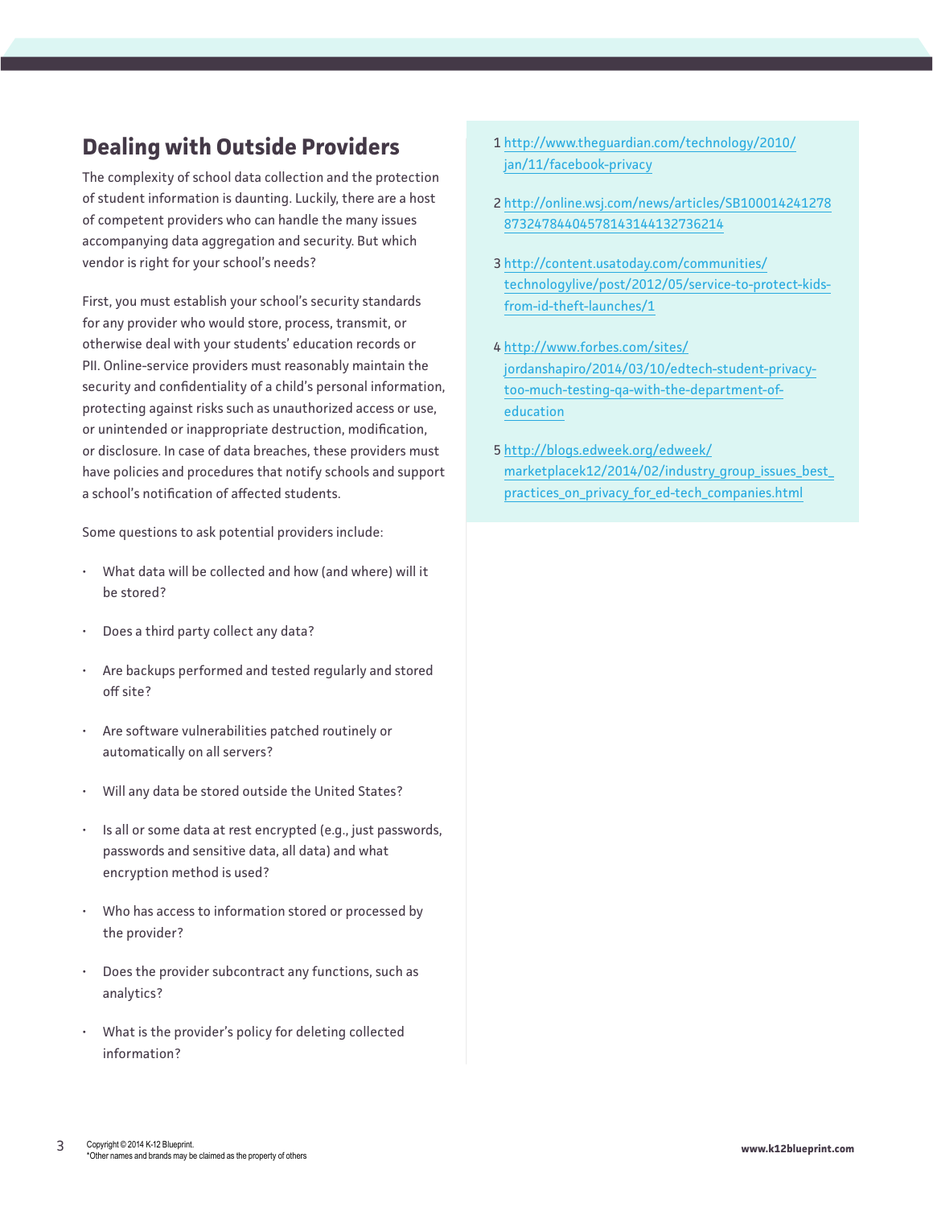## Dealing with Outside Providers

The complexity of school data collection and the protection of student information is daunting. Luckily, there are a host of competent providers who can handle the many issues accompanying data aggregation and security. But which vendor is right for your school's needs?

First, you must establish your school's security standards for any provider who would store, process, transmit, or otherwise deal with your students' education records or PII. Online-service providers must reasonably maintain the security and confidentiality of a child's personal information, protecting against risks such as unauthorized access or use, or unintended or inappropriate destruction, modification, or disclosure. In case of data breaches, these providers must have policies and procedures that notify schools and support a school's notification of affected students.

Some questions to ask potential providers include:

- What data will be collected and how (and where) will it be stored?
- Does a third party collect any data?
- Are backups performed and tested regularly and stored off site?
- Are software vulnerabilities patched routinely or automatically on all servers?
- Will any data be stored outside the United States?
- Is all or some data at rest encrypted (e.g., just passwords, passwords and sensitive data, all data) and what encryption method is used?
- Who has access to information stored or processed by the provider?
- Does the provider subcontract any functions, such as analytics?
- What is the provider's policy for deleting collected information?

1 http://www.theguardian.com/technology/2010/jan/11/facebook-privacy

2 http://online.wsj.com/news/articles/SB10001424127887324784404578143144132736214

3 http://content.usatoday.com/communities/technologylive/post/2012/05/service-to-protect-kids-from-id-theft-launches/1

4 http://www.forbes.com/sites/jordanshapiro/2014/03/10/edtech-student-privacy-too-much-testing-qa-with-the-department-of-education

5 http://blogs.edweek.org/edweek/marketplacek12/2014/02/industry_group_issues_best_practices_on_privacy_for_ed-tech_companies.html

Copyright © 2014 K-12 Blueprint.
*Other names and brands may be claimed as the property of others

www.k12blueprint.com